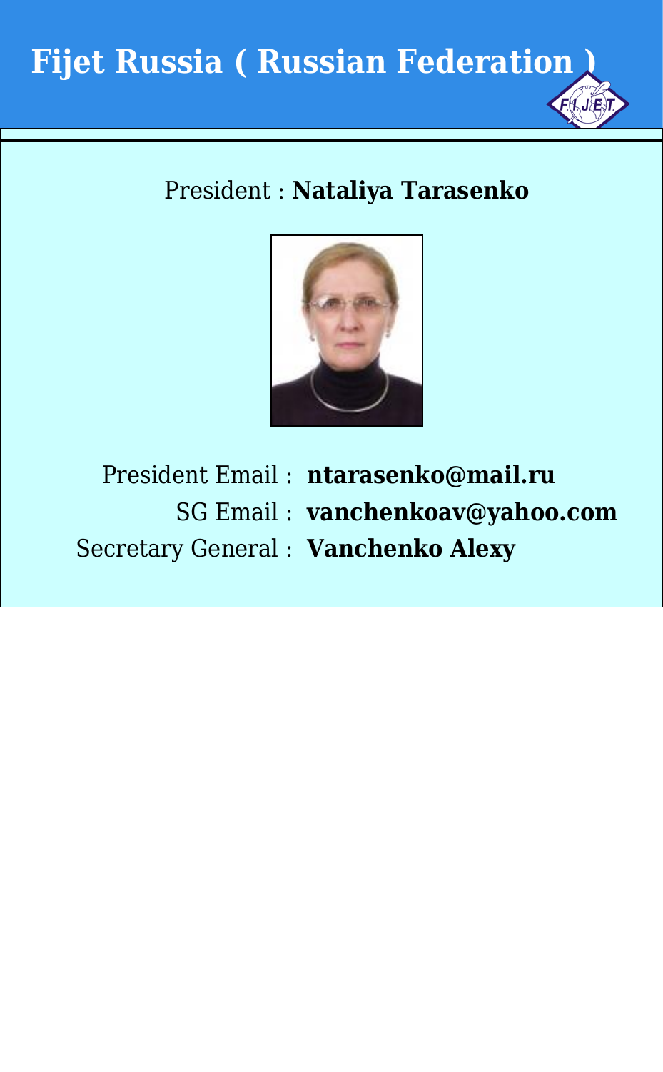# Fijet Russia ( Russian Federation )

President : **Nataliya Tarasenko**

President Email : **ntarasenko@mail.ru**

SG Email : **vanchenkoav@yahoo.com**

Secretary General : **Vanchenko Alexy**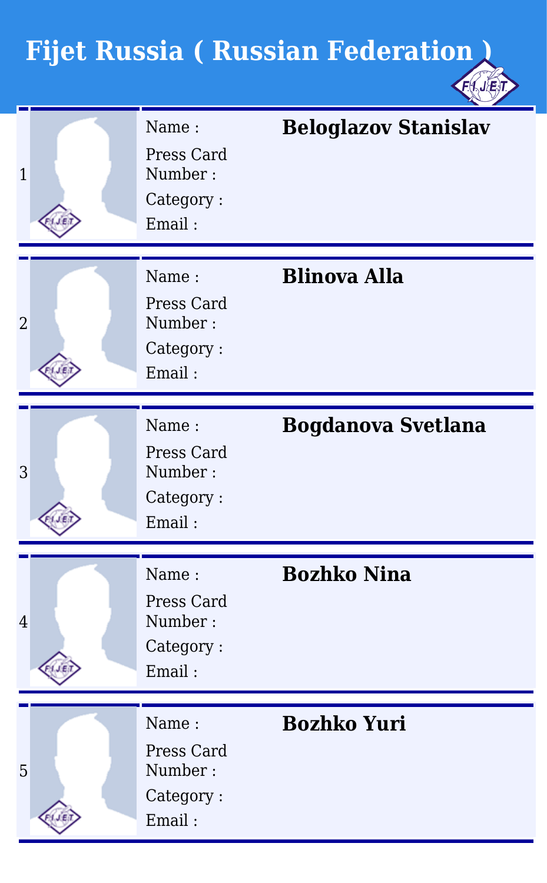# Fijet Russia ( Russian Federation )

| # | Field | Value |
|---|---|---|
| 1 | Name : | **Beloglazov Stanislav** |
| | Press Card Number : | |
| | Category : | |
| | Email : | |
| 2 | Name : | **Blinova Alla** |
| | Press Card Number : | |
| | Category : | |
| | Email : | |
| 3 | Name : | **Bogdanova Svetlana** |
| | Press Card Number : | |
| | Category : | |
| | Email : | |
| 4 | Name : | **Bozhko Nina** |
| | Press Card Number : | |
| | Category : | |
| | Email : | |
| 5 | Name : | **Bozhko Yuri** |
| | Press Card Number : | |
| | Category : | |
| | Email : | |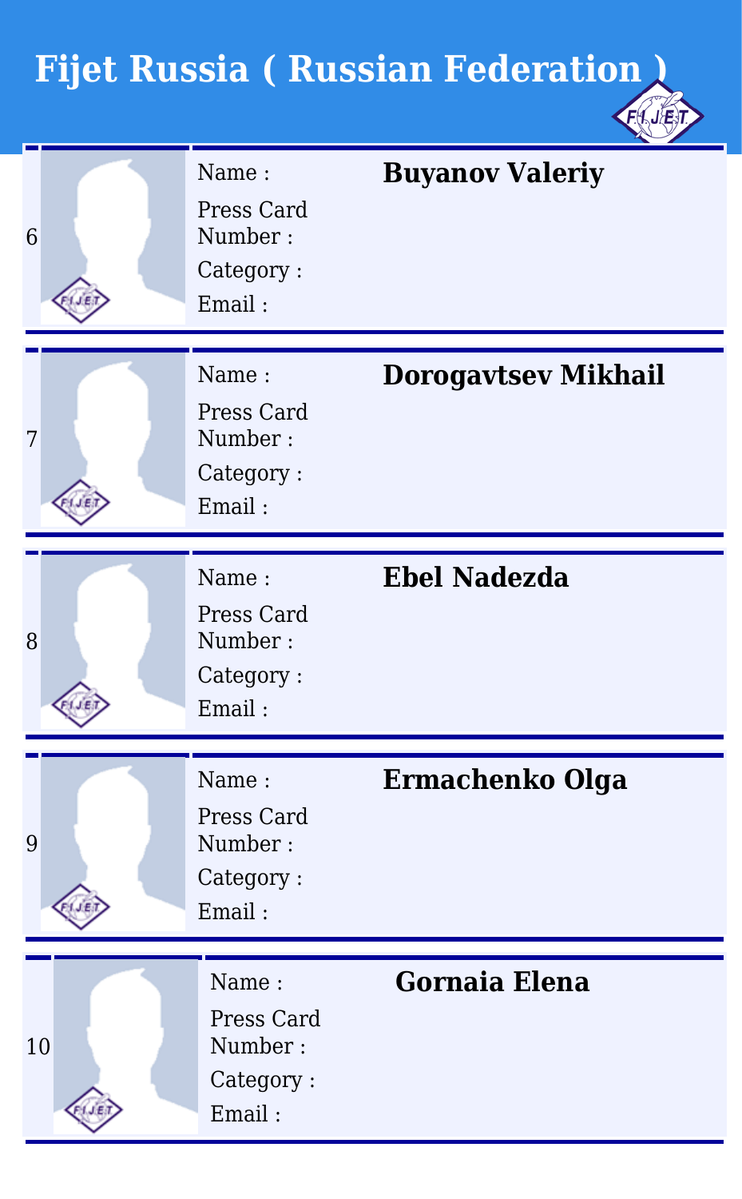# Fijet Russia ( Russian Federation )

| # | Name : | Press Card Number : | Category : | Email : |
|---|---|---|---|---|
| 6 | **Buyanov Valeriy** | | | |
| 7 | **Dorogavtsev Mikhail** | | | |
| 8 | **Ebel Nadezda** | | | |
| 9 | **Ermachenko Olga** | | | |
| 10 | **Gornaia Elena** | | | |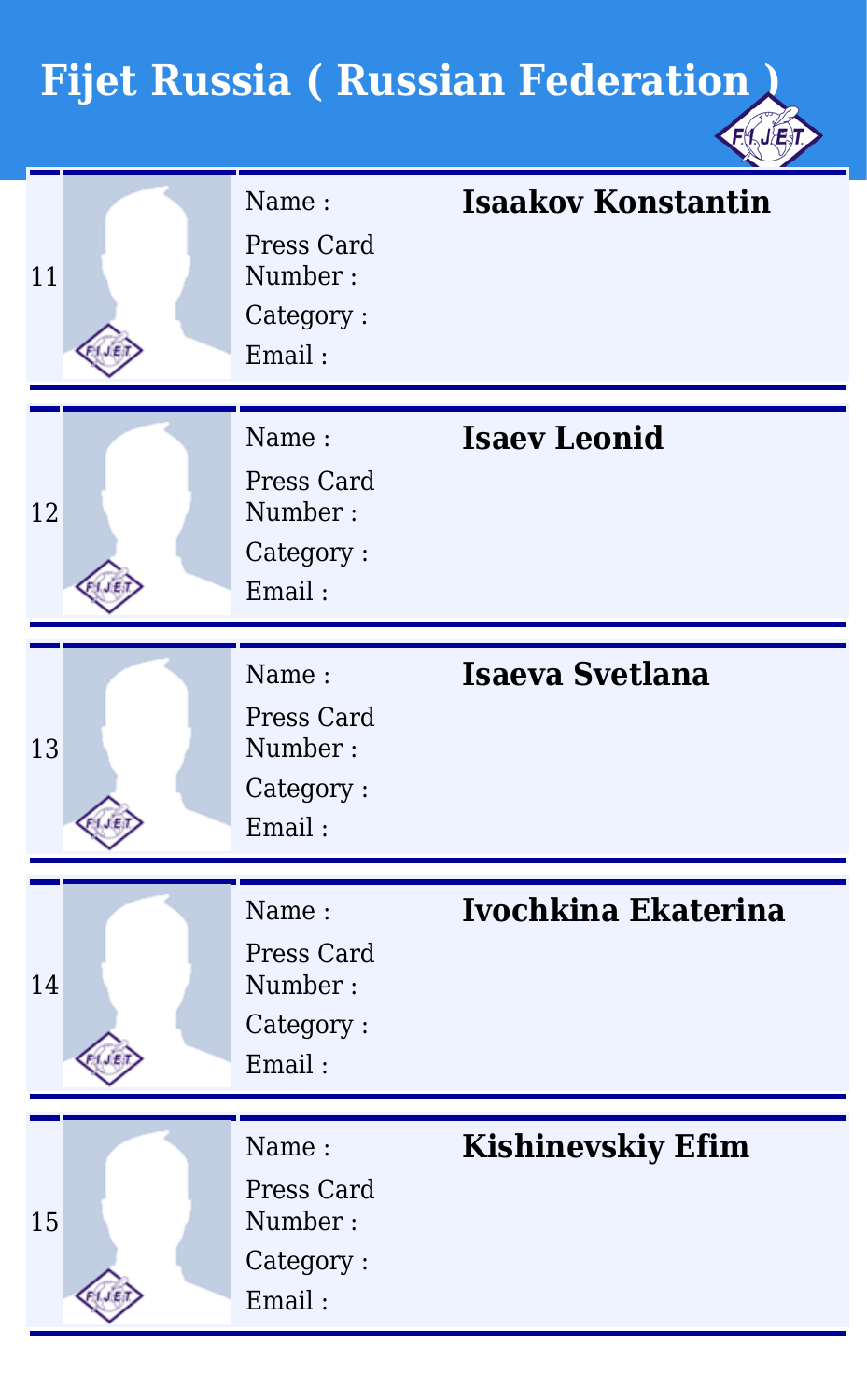# Fijet Russia ( Russian Federation )

| # | Field | Value |
|---|---|---|
| 11 | Name : | **Isaakov Konstantin** |
| | Press Card Number : | |
| | Category : | |
| | Email : | |
| 12 | Name : | **Isaev Leonid** |
| | Press Card Number : | |
| | Category : | |
| | Email : | |
| 13 | Name : | **Isaeva Svetlana** |
| | Press Card Number : | |
| | Category : | |
| | Email : | |
| 14 | Name : | **Ivochkina Ekaterina** |
| | Press Card Number : | |
| | Category : | |
| | Email : | |
| 15 | Name : | **Kishinevskiy Efim** |
| | Press Card Number : | |
| | Category : | |
| | Email : | |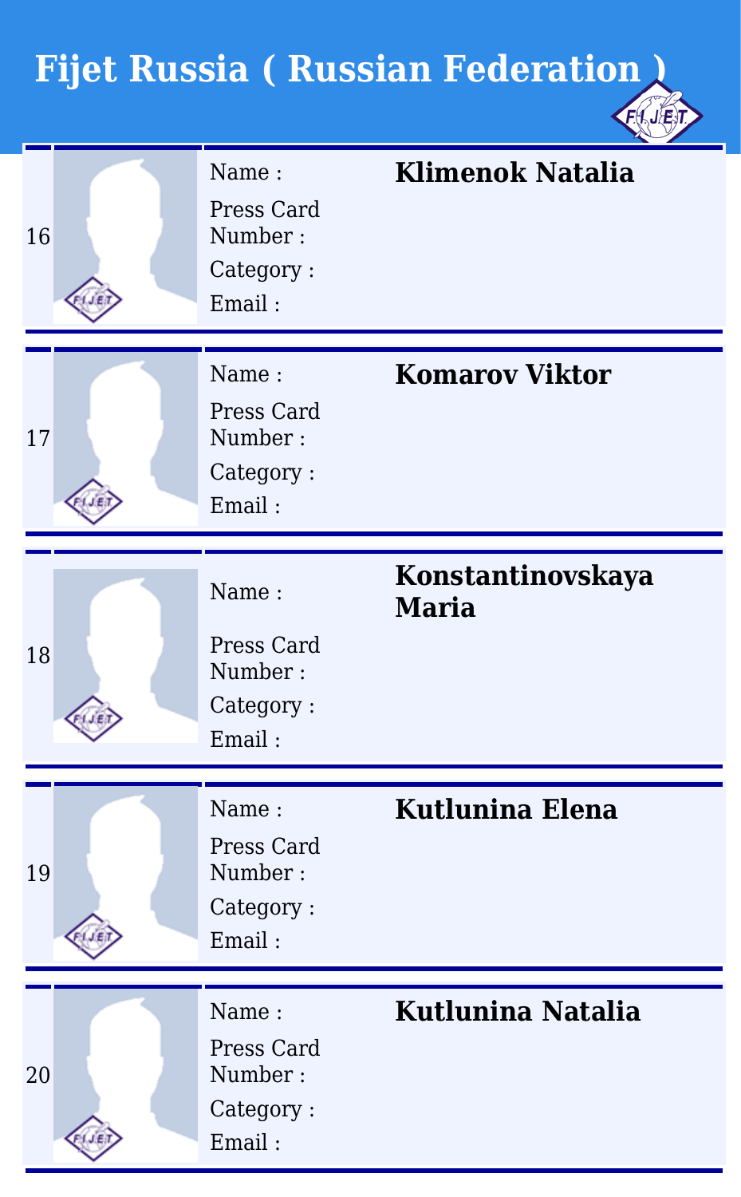# Fijet Russia ( Russian Federation )

| # | Name : | Press Card Number : | Category : | Email : |
|---|---|---|---|---|
| 16 | **Klimenok Natalia** | | | |
| 17 | **Komarov Viktor** | | | |
| 18 | **Konstantinovskaya Maria** | | | |
| 19 | **Kutlunina Elena** | | | |
| 20 | **Kutlunina Natalia** | | | |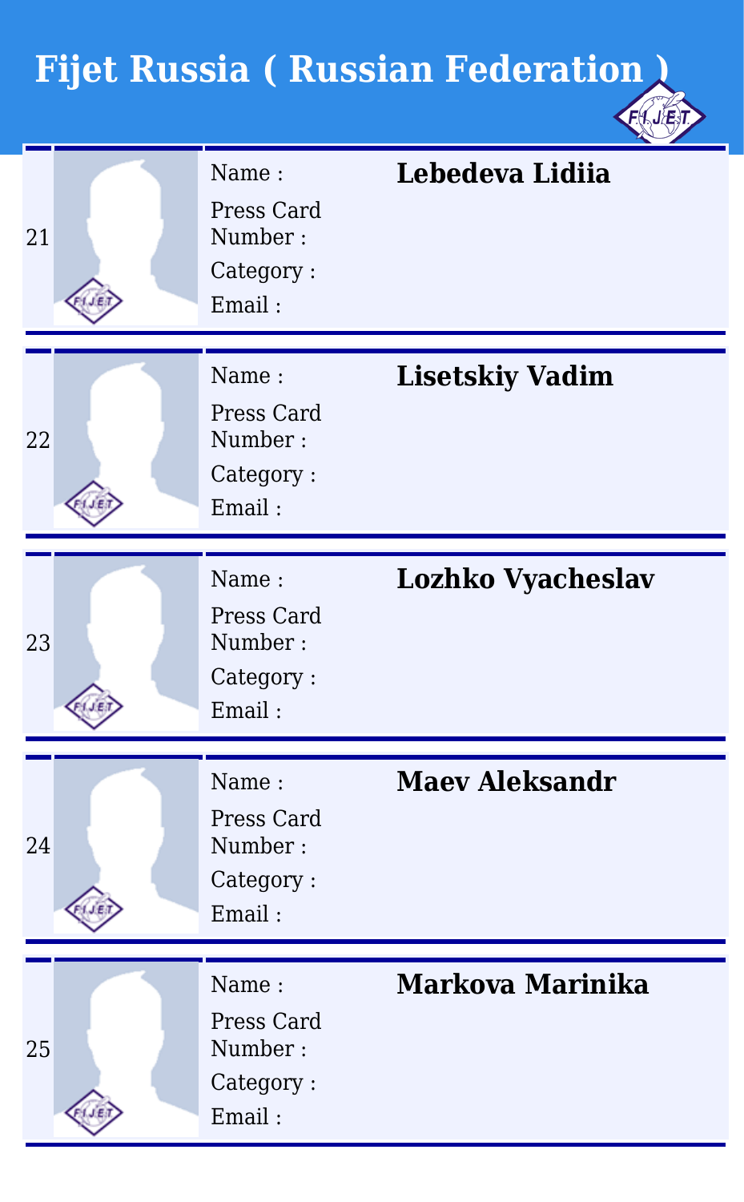# Fijet Russia ( Russian Federation )

| # | Field | Value |
|---|---|---|
| 21 | Name : | **Lebedeva Lidiia** |
| | Press Card Number : | |
| | Category : | |
| | Email : | |
| 22 | Name : | **Lisetskiy Vadim** |
| | Press Card Number : | |
| | Category : | |
| | Email : | |
| 23 | Name : | **Lozhko Vyacheslav** |
| | Press Card Number : | |
| | Category : | |
| | Email : | |
| 24 | Name : | **Maev Aleksandr** |
| | Press Card Number : | |
| | Category : | |
| | Email : | |
| 25 | Name : | **Markova Marinika** |
| | Press Card Number : | |
| | Category : | |
| | Email : | |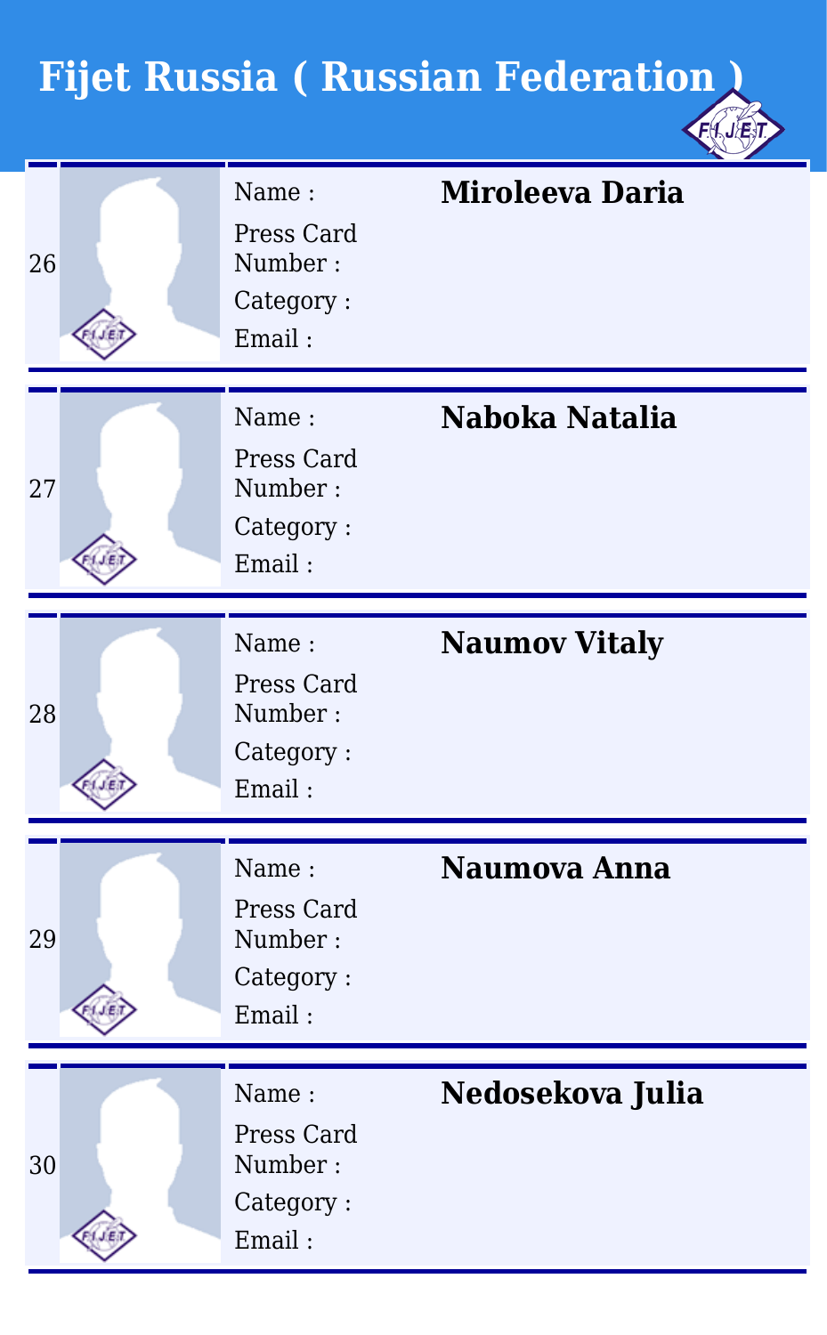# Fijet Russia ( Russian Federation )

| # | Field | Value |
|---|---|---|
| 26 | Name : | **Miroleeva Daria** |
| | Press Card Number : | |
| | Category : | |
| | Email : | |
| 27 | Name : | **Naboka Natalia** |
| | Press Card Number : | |
| | Category : | |
| | Email : | |
| 28 | Name : | **Naumov Vitaly** |
| | Press Card Number : | |
| | Category : | |
| | Email : | |
| 29 | Name : | **Naumova Anna** |
| | Press Card Number : | |
| | Category : | |
| | Email : | |
| 30 | Name : | **Nedosekova Julia** |
| | Press Card Number : | |
| | Category : | |
| | Email : | |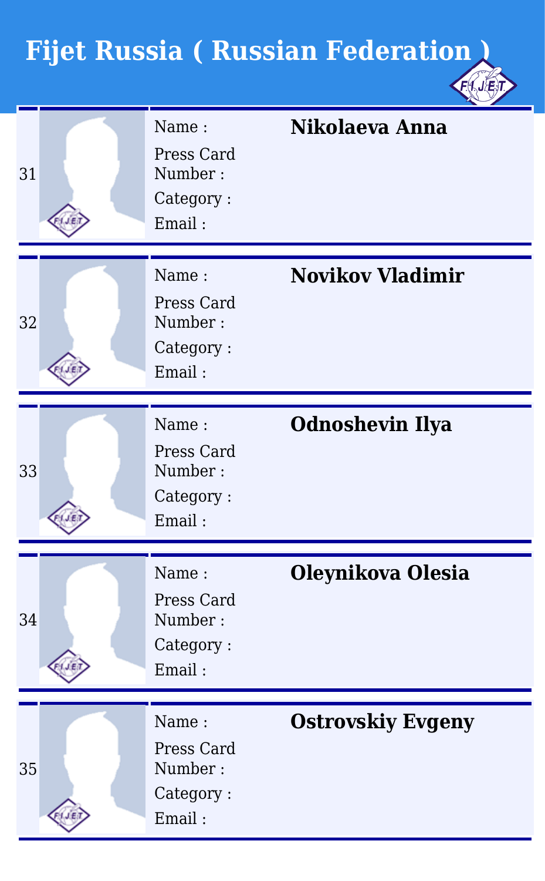# Fijet Russia ( Russian Federation )

| | Field | Value |
|---|---|---|
| 31 | Name : | **Nikolaeva Anna** |
| | Press Card Number : | |
| | Category : | |
| | Email : | |
| 32 | Name : | **Novikov Vladimir** |
| | Press Card Number : | |
| | Category : | |
| | Email : | |
| 33 | Name : | **Odnoshevin Ilya** |
| | Press Card Number : | |
| | Category : | |
| | Email : | |
| 34 | Name : | **Oleynikova Olesia** |
| | Press Card Number : | |
| | Category : | |
| | Email : | |
| 35 | Name : | **Ostrovskiy Evgeny** |
| | Press Card Number : | |
| | Category : | |
| | Email : | |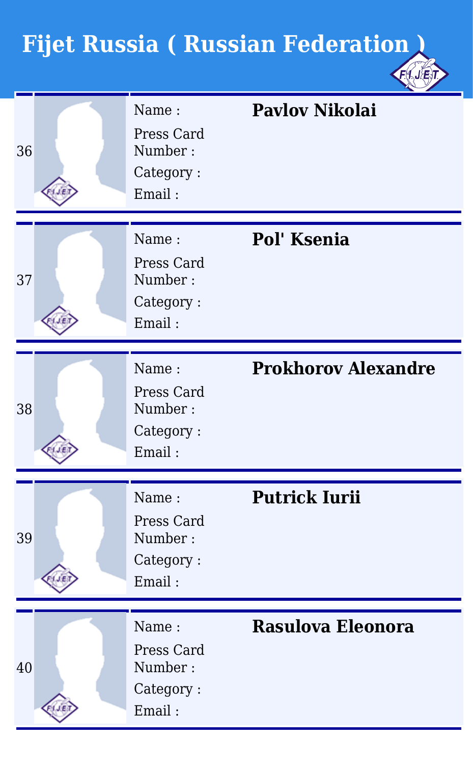# Fijet Russia ( Russian Federation )

| # | Field | Value |
|---|---|---|
| 36 | Name : | **Pavlov Nikolai** |
| | Press Card Number : | |
| | Category : | |
| | Email : | |
| 37 | Name : | **Pol' Ksenia** |
| | Press Card Number : | |
| | Category : | |
| | Email : | |
| 38 | Name : | **Prokhorov Alexandre** |
| | Press Card Number : | |
| | Category : | |
| | Email : | |
| 39 | Name : | **Putrick Iurii** |
| | Press Card Number : | |
| | Category : | |
| | Email : | |
| 40 | Name : | **Rasulova Eleonora** |
| | Press Card Number : | |
| | Category : | |
| | Email : | |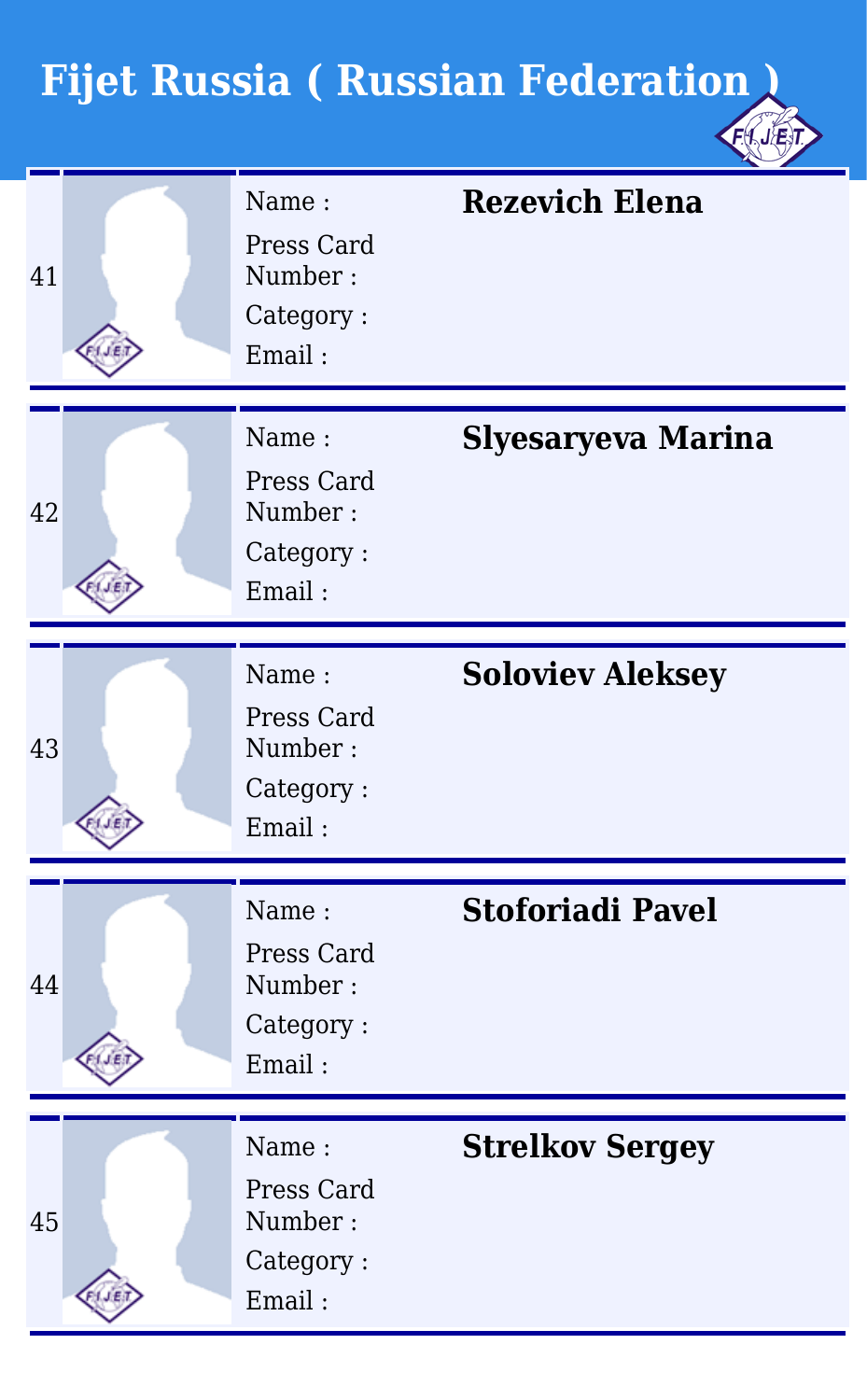# Fijet Russia ( Russian Federation )

| # | Field | Value |
|---|---|---|
| 41 | Name : | **Rezevich Elena** |
| | Press Card Number : | |
| | Category : | |
| | Email : | |
| 42 | Name : | **Slyesaryeva Marina** |
| | Press Card Number : | |
| | Category : | |
| | Email : | |
| 43 | Name : | **Soloviev Aleksey** |
| | Press Card Number : | |
| | Category : | |
| | Email : | |
| 44 | Name : | **Stoforiadi Pavel** |
| | Press Card Number : | |
| | Category : | |
| | Email : | |
| 45 | Name : | **Strelkov Sergey** |
| | Press Card Number : | |
| | Category : | |
| | Email : | |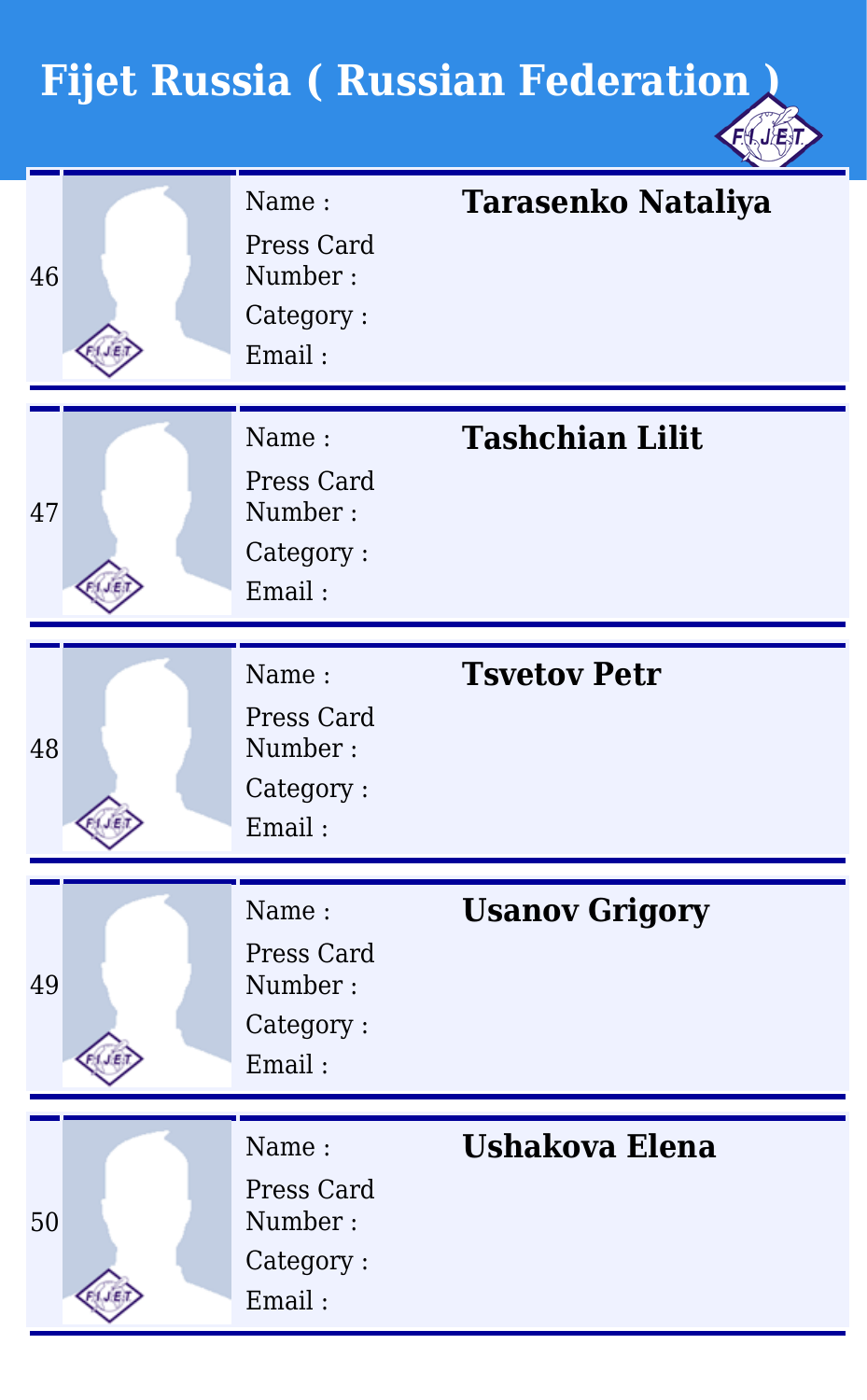# Fijet Russia ( Russian Federation )

| # | Field | Value |
|---|---|---|
| 46 | Name : | **Tarasenko Nataliya** |
| | Press Card Number : | |
| | Category : | |
| | Email : | |
| 47 | Name : | **Tashchian Lilit** |
| | Press Card Number : | |
| | Category : | |
| | Email : | |
| 48 | Name : | **Tsvetov Petr** |
| | Press Card Number : | |
| | Category : | |
| | Email : | |
| 49 | Name : | **Usanov Grigory** |
| | Press Card Number : | |
| | Category : | |
| | Email : | |
| 50 | Name : | **Ushakova Elena** |
| | Press Card Number : | |
| | Category : | |
| | Email : | |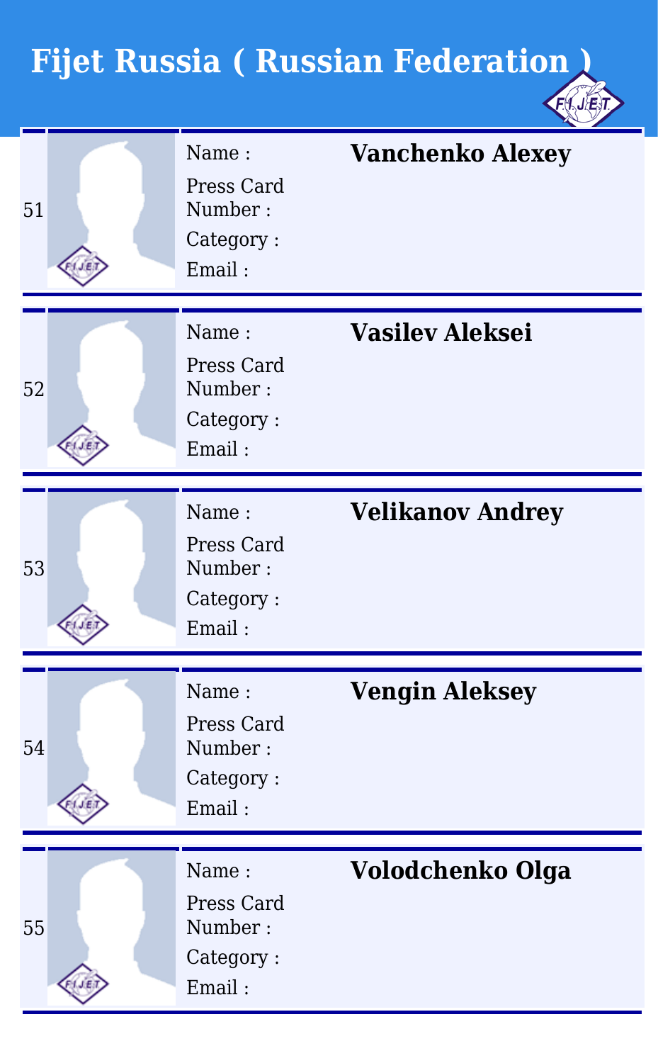# Fijet Russia ( Russian Federation )

| No. | Field | Value |
|---|---|---|
| 51 | Name : | **Vanchenko Alexey** |
| | Press Card Number : | |
| | Category : | |
| | Email : | |
| 52 | Name : | **Vasilev Aleksei** |
| | Press Card Number : | |
| | Category : | |
| | Email : | |
| 53 | Name : | **Velikanov Andrey** |
| | Press Card Number : | |
| | Category : | |
| | Email : | |
| 54 | Name : | **Vengin Aleksey** |
| | Press Card Number : | |
| | Category : | |
| | Email : | |
| 55 | Name : | **Volodchenko Olga** |
| | Press Card Number : | |
| | Category : | |
| | Email : | |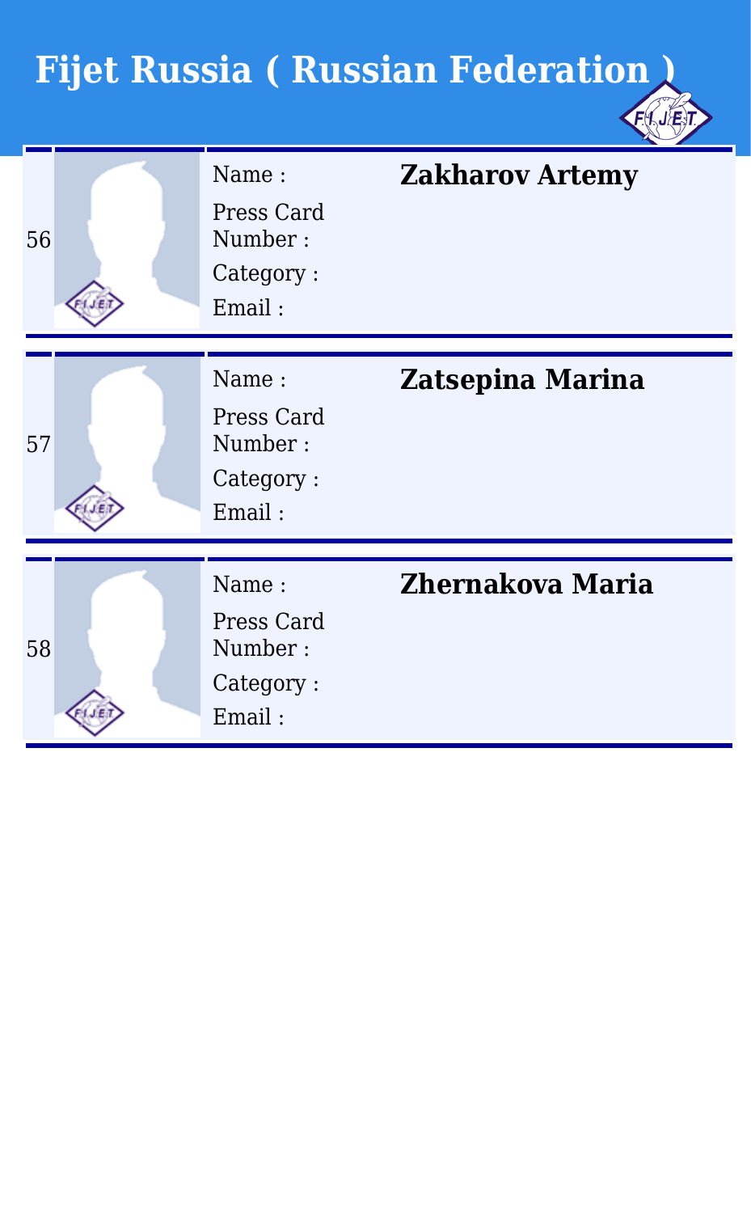# Fijet Russia ( Russian Federation )

| | | | |
|---|---|---|---|
| 56 | | Name : | **Zakharov Artemy** |
| | | Press Card Number : | |
| | | Category : | |
| | | Email : | |

| | | | |
|---|---|---|---|
| 57 | | Name : | **Zatsepina Marina** |
| | | Press Card Number : | |
| | | Category : | |
| | | Email : | |

| | | | |
|---|---|---|---|
| 58 | | Name : | **Zhernakova Maria** |
| | | Press Card Number : | |
| | | Category : | |
| | | Email : | |